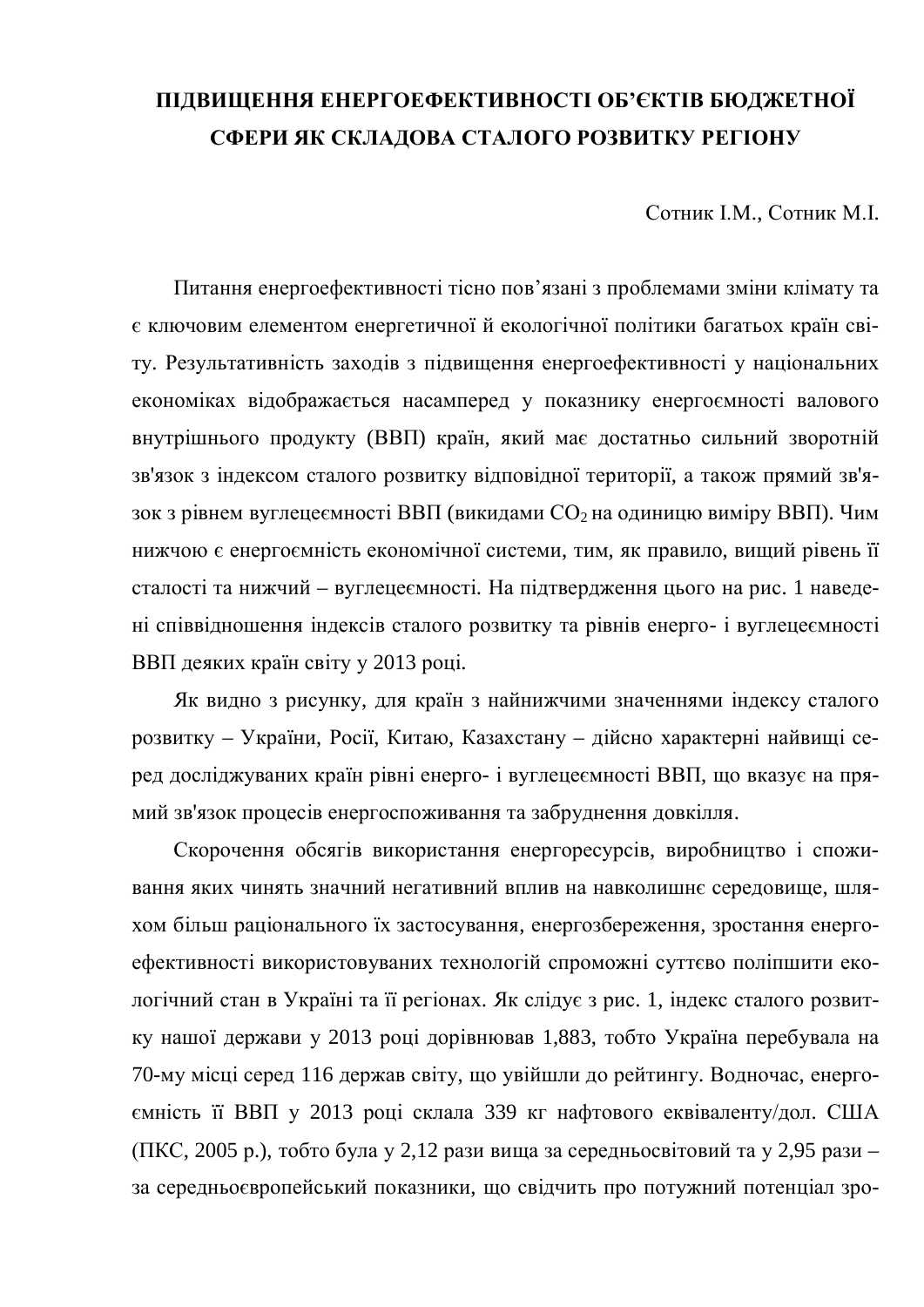# ПІДВИЩЕННЯ ЕНЕРГОЕФЕКТИВНОСТІ ОБ'ЄКТІВ БЮДЖЕТНОЇ СФЕРИ ЯК СКЛАДОВА СТАЛОГО РОЗВИТКУ РЕГІОНУ

Сотник І.М., Сотник М.І.

Питання енергоефективності тісно пов'язані з проблемами зміни клімату та є ключовим елементом енергетичної й екологічної політики багатьох країн світу. Результативність заходів з підвищення енергоефективності у національних економіках відображається насамперед у показнику енергоємності валового внутрішнього продукту (ВВП) країн, який має достатньо сильний зворотній зв'язок з індексом сталого розвитку відповідної території, а також прямий зв'язок з рівнем вуглецеємності ВВП (викидами $CO_2$ на одиницю виміру ВВП). Чим нижчою є енергоємність економічної системи, тим, як правило, вищий рівень її сталості та нижчий – вуглецеємності. На підтвердження цього на рис. 1 наведені співвідношення індексів сталого розвитку та рівнів енерго- і вуглецеємності ВВП деяких країн світу у 2013 році.

Як видно з рисунку, для країн з найнижчими значеннями індексу сталого розвитку – України, Росії, Китаю, Казахстану – дійсно характерні найвищі серед досліджуваних країн рівні енерго- і вуглецеємності ВВП, що вказує на прямий зв'язок процесів енергоспоживання та забруднення довкілля.

Скорочення обсягів використання енергоресурсів, виробництво і споживання яких чинять значний негативний вплив на навколишнє середовище, шляхом більш раціонального їх застосування, енергозбереження, зростання енергоефективності використовуваних технологій спроможні суттєво поліпшити екологічний стан в Україні та її регіонах. Як слідує з рис. 1, індекс сталого розвитку нашої держави у 2013 році дорівнював 1,883, тобто Україна перебувала на 70-му місці серед 116 держав світу, що увійшли до рейтингу. Водночас, енергоємність її ВВП у 2013 році склала 339 кг нафтового еквіваленту/дол. США (ПКС, 2005 р.), тобто була у 2,12 рази вища за середньосвітовий та у 2,95 рази – за середньоєвропейський показники, що свідчить про потужний потенціал зро-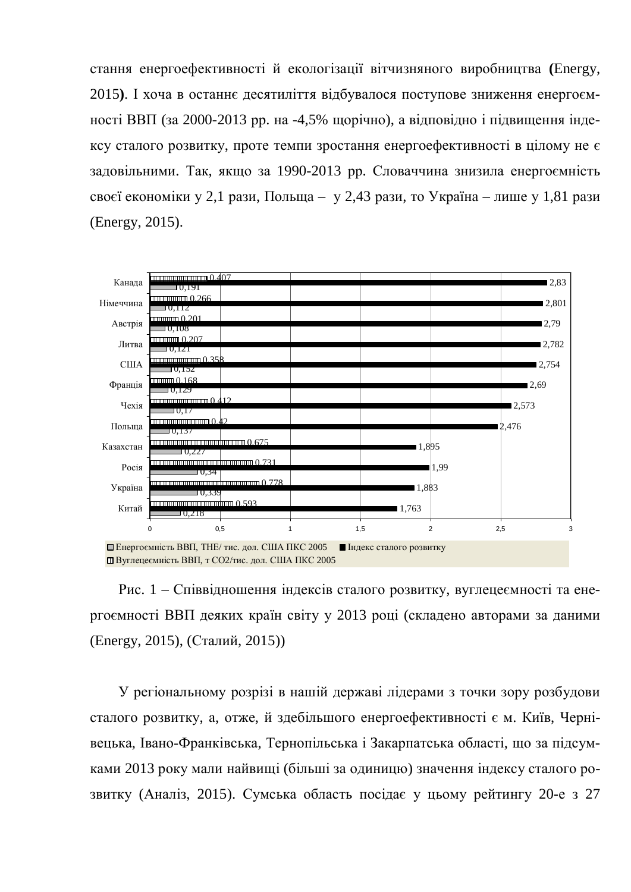стання енергоефективності й екологізації вітчизняного виробництва **(**Energy, 2015**)**. І хоча в останнє десятиліття відбувалося поступове зниження енергоємності ВВП (за 2000-2013 рр. на -4,5% щорічно), а відповідно і підвищення індексу сталого розвитку, проте темпи зростання енергоефективності в цілому не є задовільними. Так, якщо за 1990-2013 рр. Словаччина знизила енергоємність своєї економіки у 2,1 рази, Польща – у 2,43 рази, то Україна – лише у 1,81 рази (Energy, 2015).

| Країна | Енергоємність ВВП, ТНЕ/ тис. дол. США ПКС 2005 | Індекс сталого розвитку | Вуглецеємність ВВП, т CO2/тис. дол. США ПКС 2005 |
|---|---|---|---|
| Канада | 0,191 | 2,83 | 0,407 |
| Німеччина | 0,112 | 2,801 | 0,266 |
| Австрія | 0,108 | 2,79 | 0,201 |
| Литва | 0,121 | 2,782 | 0,207 |
| США | 0,152 | 2,754 | 0,358 |
| Франція | 0,129 | 2,69 | 0,168 |
| Чехія | 0,17 | 2,573 | 0,412 |
| Польща | 0,137 | 2,476 | 0,42 |
| Казахстан | 0,227 | 1,895 | 0,675 |
| Росія | 0,34 | 1,99 | 0,731 |
| Україна | 0,339 | 1,883 | 0,778 |
| Китай | 0,218 | 1,763 | 0,593 |

Рис. 1 – Співвідношення індексів сталого розвитку, вуглецеємності та енергоємності ВВП деяких країн світу у 2013 році (складено авторами за даними (Energy, 2015), (Сталий, 2015))

У регіональному розрізі в нашій державі лідерами з точки зору розбудови сталого розвитку, а, отже, й здебільшого енергоефективності є м. Київ, Чернівецька, Івано-Франківська, Тернопільська і Закарпатська області, що за підсумками 2013 року мали найвищі (більші за одиницю) значення індексу сталого розвитку (Аналіз, 2015). Сумська область посідає у цьому рейтингу 20-е з 27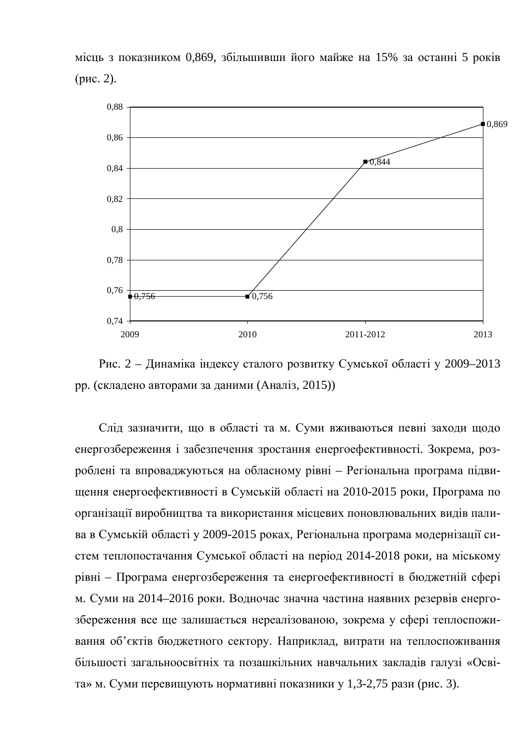місць з показником 0,869, збільшивши його майже на 15% за останні 5 років (рис. 2).

Рис. 2 – Динаміка індексу сталого розвитку Сумської області у 2009–2013 рр. (складено авторами за даними (Аналіз, 2015))

Слід зазначити, що в області та м. Суми вживаються певні заходи щодо енергозбереження і забезпечення зростання енергоефективності. Зокрема, розроблені та впроваджуються на обласному рівні – Регіональна програма підвищення енергоефективності в Сумській області на 2010-2015 роки, Програма по організації виробництва та використання місцевих поновлювальних видів палива в Сумській області у 2009-2015 роках, Регіональна програма модернізації систем теплопостачання Сумської області на період 2014-2018 роки, на міському рівні – Програма енергозбереження та енергоефективності в бюджетній сфері м. Суми на 2014–2016 роки. Водночас значна частина наявних резервів енергозбереження все ще залишається нереалізованою, зокрема у сфері теплоспоживання об'єктів бюджетного сектору. Наприклад, витрати на теплоспоживання більшості загальноосвітніх та позашкільних навчальних закладів галузі «Освіта» м. Суми перевищують нормативні показники у 1,3-2,75 рази (рис. 3).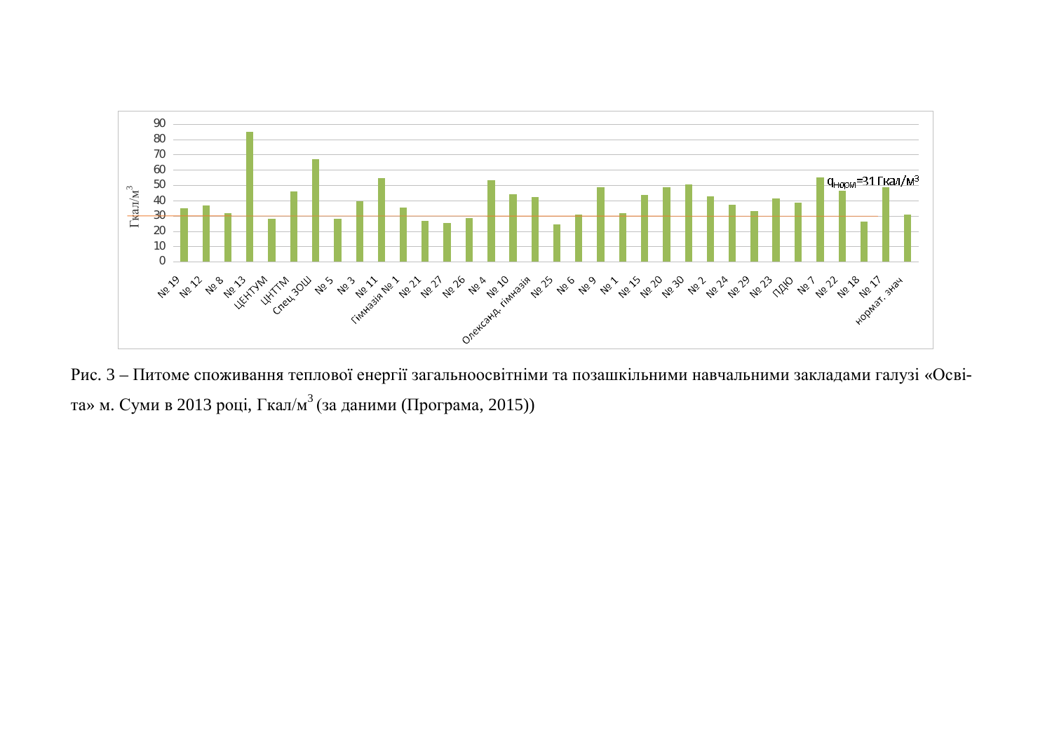Рис. 3 – Питоме споживання теплової енергії загальноосвітніми та позашкільними навчальними закладами галузі «Освіта» м. Суми в 2013 році, Гкал/м$^3$ (за даними (Програма, 2015))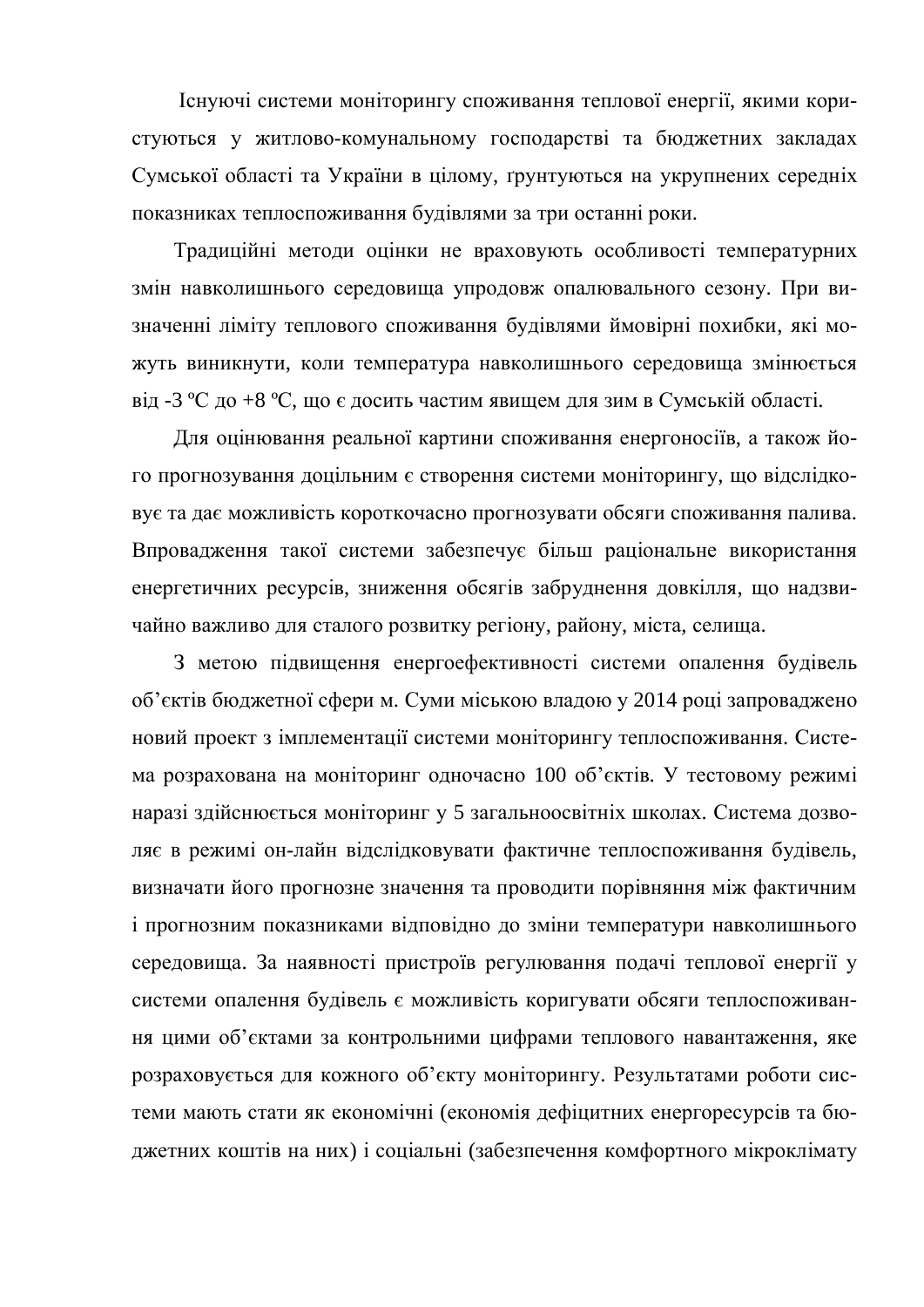Існуючі системи моніторингу споживання теплової енергії, якими користуються у житлово-комунальному господарстві та бюджетних закладах Сумської області та України в цілому, ґрунтуються на укрупнених середніх показниках теплоспоживання будівлями за три останні роки.

Традиційні методи оцінки не враховують особливості температурних змін навколишнього середовища упродовж опалювального сезону. При визначенні ліміту теплового споживання будівлями ймовірні похибки, які можуть виникнути, коли температура навколишнього середовища змінюється від -3 ºC до +8 ºC, що є досить частим явищем для зим в Сумській області.

Для оцінювання реальної картини споживання енергоносіїв, а також його прогнозування доцільним є створення системи моніторингу, що відслідковує та дає можливість короткочасно прогнозувати обсяги споживання палива. Впровадження такої системи забезпечує більш раціональне використання енергетичних ресурсів, зниження обсягів забруднення довкілля, що надзвичайно важливо для сталого розвитку регіону, району, міста, селища.

З метою підвищення енергоефективності системи опалення будівель об'єктів бюджетної сфери м. Суми міською владою у 2014 році запроваджено новий проект з імплементації системи моніторингу теплоспоживання. Система розрахована на моніторинг одночасно 100 об'єктів. У тестовому режимі наразі здійснюється моніторинг у 5 загальноосвітніх школах. Система дозволяє в режимі он-лайн відслідковувати фактичне теплоспоживання будівель, визначати його прогнозне значення та проводити порівняння між фактичним і прогнозним показниками відповідно до зміни температури навколишнього середовища. За наявності пристроїв регулювання подачі теплової енергії у системи опалення будівель є можливість коригувати обсяги теплоспоживання цими об'єктами за контрольними цифрами теплового навантаження, яке розраховується для кожного об'єкту моніторингу. Результатами роботи системи мають стати як економічні (економія дефіцитних енергоресурсів та бюджетних коштів на них) і соціальні (забезпечення комфортного мікроклімату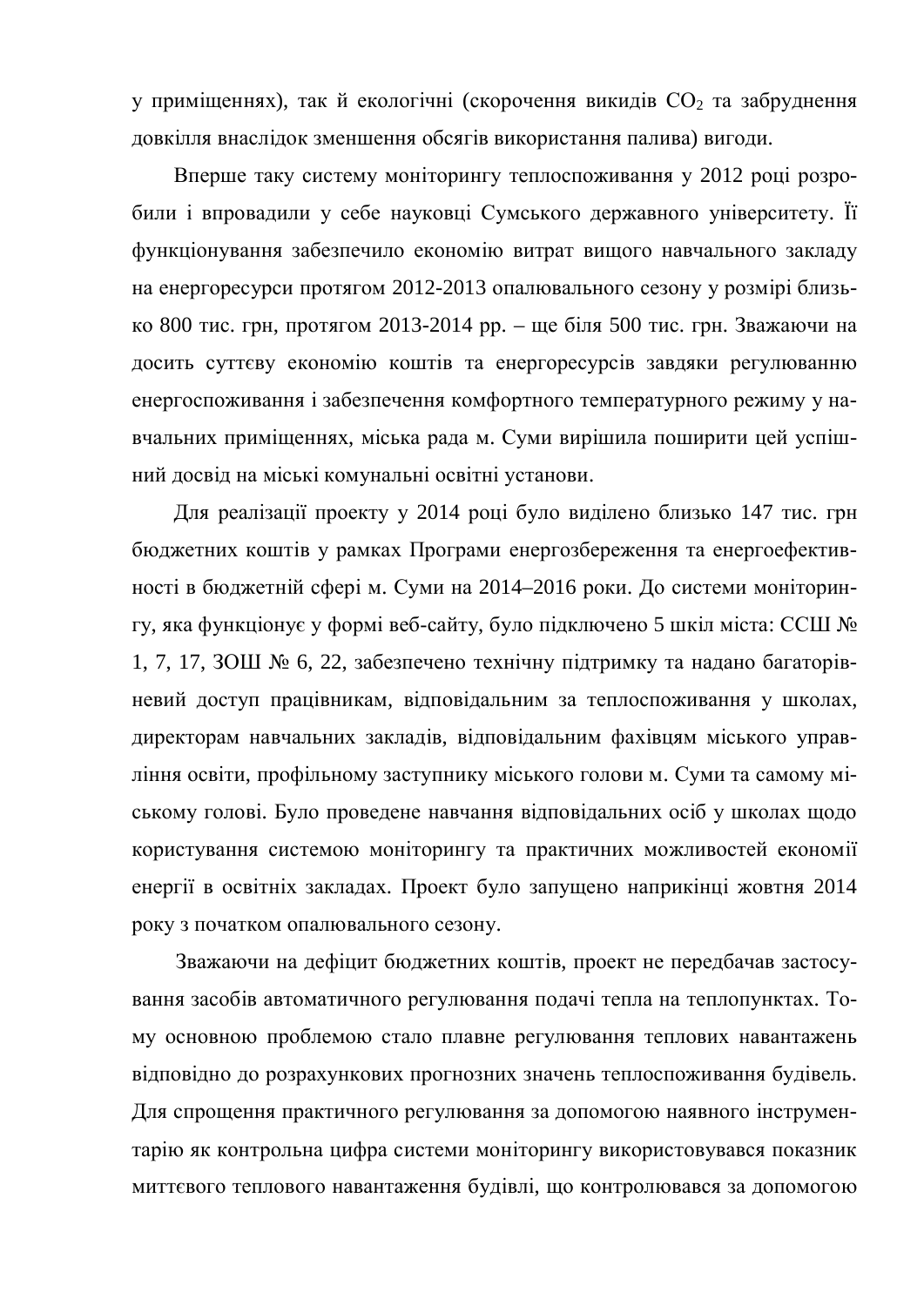у приміщеннях), так й екологічні (скорочення викидів $CO_2$ та забруднення довкілля внаслідок зменшення обсягів використання палива) вигоди.

Вперше таку систему моніторингу теплоспоживання у 2012 році розробили і впровадили у себе науковці Сумського державного університету. Її функціонування забезпечило економію витрат вищого навчального закладу на енергоресурси протягом 2012-2013 опалювального сезону у розмірі близько 800 тис. грн, протягом 2013-2014 рр. – ще біля 500 тис. грн. Зважаючи на досить суттєву економію коштів та енергоресурсів завдяки регулюванню енергоспоживання і забезпечення комфортного температурного режиму у навчальних приміщеннях, міська рада м. Суми вирішила поширити цей успішний досвід на міські комунальні освітні установи.

Для реалізації проекту у 2014 році було виділено близько 147 тис. грн бюджетних коштів у рамках Програми енергозбереження та енергоефективності в бюджетній сфері м. Суми на 2014–2016 роки. До системи моніторингу, яка функціонує у формі веб-сайту, було підключено 5 шкіл міста: ССШ № 1, 7, 17, ЗОШ № 6, 22, забезпечено технічну підтримку та надано багаторівневий доступ працівникам, відповідальним за теплоспоживання у школах, директорам навчальних закладів, відповідальним фахівцям міського управління освіти, профільному заступнику міського голови м. Суми та самому міському голові. Було проведене навчання відповідальних осіб у школах щодо користування системою моніторингу та практичних можливостей економії енергії в освітніх закладах. Проект було запущено наприкінці жовтня 2014 року з початком опалювального сезону.

Зважаючи на дефіцит бюджетних коштів, проект не передбачав застосування засобів автоматичного регулювання подачі тепла на теплопунктах. Тому основною проблемою стало плавне регулювання теплових навантажень відповідно до розрахункових прогнозних значень теплоспоживання будівель. Для спрощення практичного регулювання за допомогою наявного інструментарію як контрольна цифра системи моніторингу використовувався показник миттєвого теплового навантаження будівлі, що контролювався за допомогою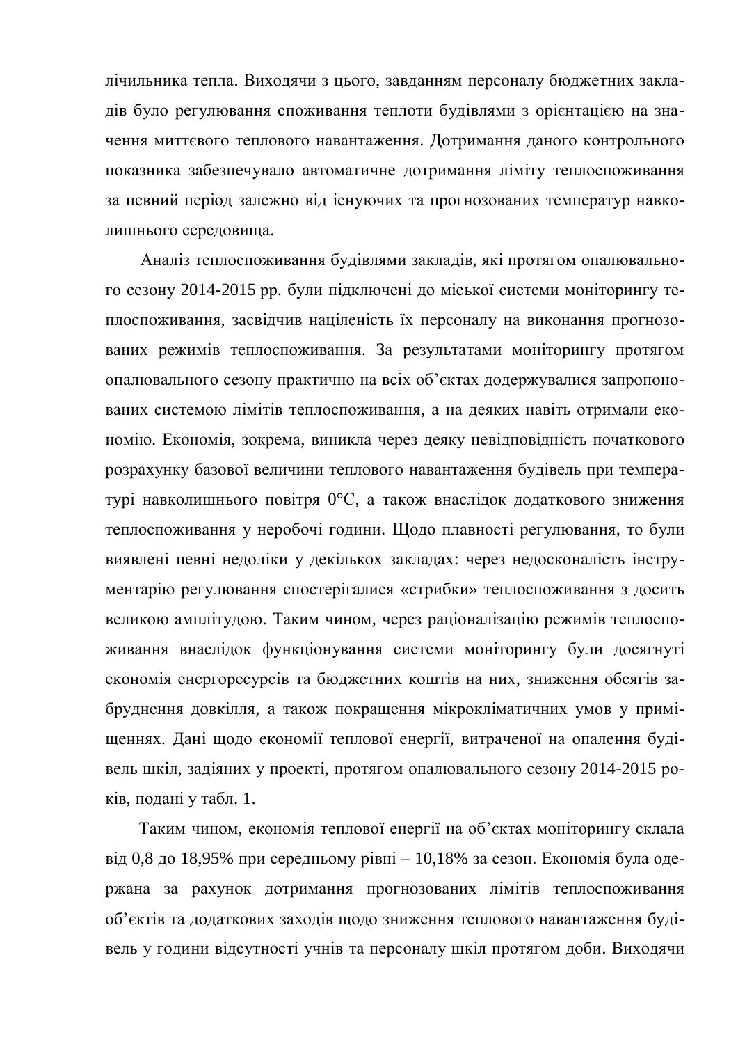лічильника тепла. Виходячи з цього, завданням персоналу бюджетних закладів було регулювання споживання теплоти будівлями з орієнтацією на значення миттєвого теплового навантаження. Дотримання даного контрольного показника забезпечувало автоматичне дотримання ліміту теплоспоживання за певний період залежно від існуючих та прогнозованих температур навколишнього середовища.

Аналіз теплоспоживання будівлями закладів, які протягом опалювального сезону 2014-2015 рр. були підключені до міської системи моніторингу теплоспоживання, засвідчив націленість їх персоналу на виконання прогнозованих режимів теплоспоживання. За результатами моніторингу протягом опалювального сезону практично на всіх об'єктах додержувалися запропонованих системою лімітів теплоспоживання, а на деяких навіть отримали економію. Економія, зокрема, виникла через деяку невідповідність початкового розрахунку базової величини теплового навантаження будівель при температурі навколишнього повітря 0°С, а також внаслідок додаткового зниження теплоспоживання у неробочі години. Щодо плавності регулювання, то були виявлені певні недоліки у декількох закладах: через недосконалість інструментарію регулювання спостерігалися «стрибки» теплоспоживання з досить великою амплітудою. Таким чином, через раціоналізацію режимів теплоспоживання внаслідок функціонування системи моніторингу були досягнуті економія енергоресурсів та бюджетних коштів на них, зниження обсягів забруднення довкілля, а також покращення мікрокліматичних умов у приміщеннях. Дані щодо економії теплової енергії, витраченої на опалення будівель шкіл, задіяних у проекті, протягом опалювального сезону 2014-2015 років, подані у табл. 1.

Таким чином, економія теплової енергії на об'єктах моніторингу склала від 0,8 до 18,95% при середньому рівні – 10,18% за сезон. Економія була одержана за рахунок дотримання прогнозованих лімітів теплоспоживання об'єктів та додаткових заходів щодо зниження теплового навантаження будівель у години відсутності учнів та персоналу шкіл протягом доби. Виходячи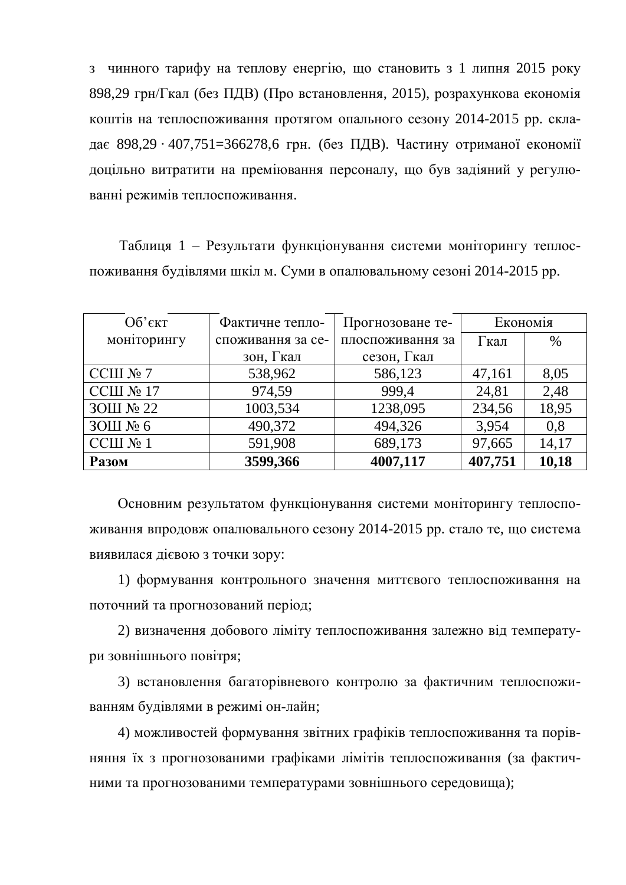з чинного тарифу на теплову енергію, що становить з 1 липня 2015 року 898,29 грн/Гкал (без ПДВ) (Про встановлення, 2015), розрахункова економія коштів на теплоспоживання протягом опального сезону 2014-2015 рр. складає $898{,}29 \cdot 407{,}751 = 366278{,}6$ грн. (без ПДВ). Частину отриманої економії доцільно витратити на преміювання персоналу, що був задіяний у регулюванні режимів теплоспоживання.

Таблиця 1 – Результати функціонування системи моніторингу теплоспоживання будівлями шкіл м. Суми в опалювальному сезоні 2014-2015 рр.

| Об'єкт моніторингу | Фактичне теплоспоживання за сезон, Гкал | Прогнозоване теплоспоживання за сезон, Гкал | Економія | |
|---|---|---|---|---|
| | | | Гкал | % |
| ССШ № 7 | 538,962 | 586,123 | 47,161 | 8,05 |
| ССШ № 17 | 974,59 | 999,4 | 24,81 | 2,48 |
| ЗОШ № 22 | 1003,534 | 1238,095 | 234,56 | 18,95 |
| ЗОШ № 6 | 490,372 | 494,326 | 3,954 | 0,8 |
| ССШ № 1 | 591,908 | 689,173 | 97,665 | 14,17 |
| **Разом** | **3599,366** | **4007,117** | **407,751** | **10,18** |

Основним результатом функціонування системи моніторингу теплоспоживання впродовж опалювального сезону 2014-2015 рр. стало те, що система виявилася дієвою з точки зору:

1) формування контрольного значення миттєвого теплоспоживання на поточний та прогнозований період;

2) визначення добового ліміту теплоспоживання залежно від температури зовнішнього повітря;

3) встановлення багаторівневого контролю за фактичним теплоспоживанням будівлями в режимі он-лайн;

4) можливостей формування звітних графіків теплоспоживання та порівняння їх з прогнозованими графіками лімітів теплоспоживання (за фактичними та прогнозованими температурами зовнішнього середовища);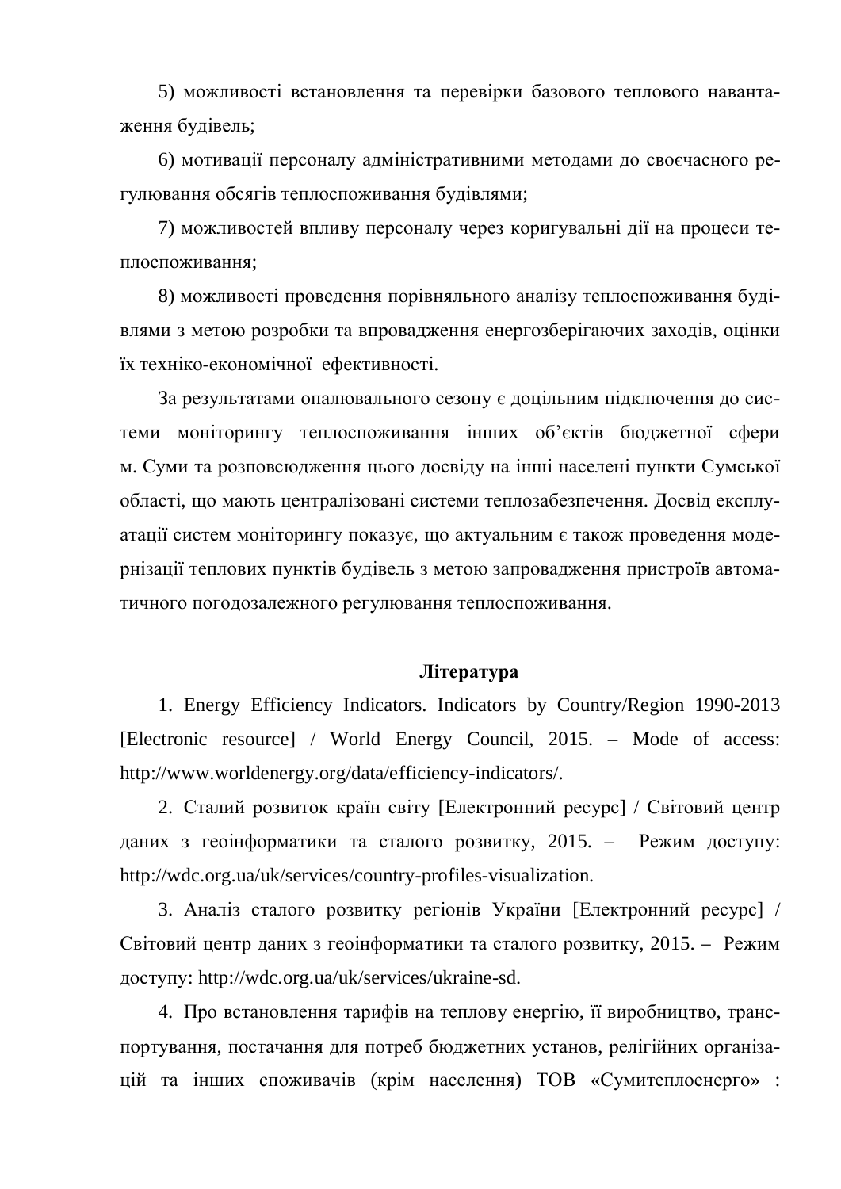5) можливості встановлення та перевірки базового теплового навантаження будівель;

6) мотивації персоналу адміністративними методами до своєчасного регулювання обсягів теплоспоживання будівлями;

7) можливостей впливу персоналу через коригувальні дії на процеси теплоспоживання;

8) можливості проведення порівняльного аналізу теплоспоживання будівлями з метою розробки та впровадження енергозберігаючих заходів, оцінки їх техніко-економічної ефективності.

За результатами опалювального сезону є доцільним підключення до системи моніторингу теплоспоживання інших об'єктів бюджетної сфери м. Суми та розповсюдження цього досвіду на інші населені пункти Сумської області, що мають централізовані системи теплозабезпечення. Досвід експлуатації систем моніторингу показує, що актуальним є також проведення модернізації теплових пунктів будівель з метою запровадження пристроїв автоматичного погодозалежного регулювання теплоспоживання.

## Література

1. Energy Efficiency Indicators. Indicators by Country/Region 1990-2013 [Electronic resource] / World Energy Council, 2015. – Mode of access: http://www.worldenergy.org/data/efficiency-indicators/.

2. Сталий розвиток країн світу [Електронний ресурс] / Світовий центр даних з геоінформатики та сталого розвитку, 2015. – Режим доступу: http://wdc.org.ua/uk/services/country-profiles-visualization.

3. Аналіз сталого розвитку регіонів України [Електронний ресурс] / Світовий центр даних з геоінформатики та сталого розвитку, 2015. – Режим доступу: http://wdc.org.ua/uk/services/ukraine-sd.

4. Про встановлення тарифів на теплову енергію, її виробництво, транспортування, постачання для потреб бюджетних установ, релігійних організацій та інших споживачів (крім населення) ТОВ «Сумитеплоенерго» :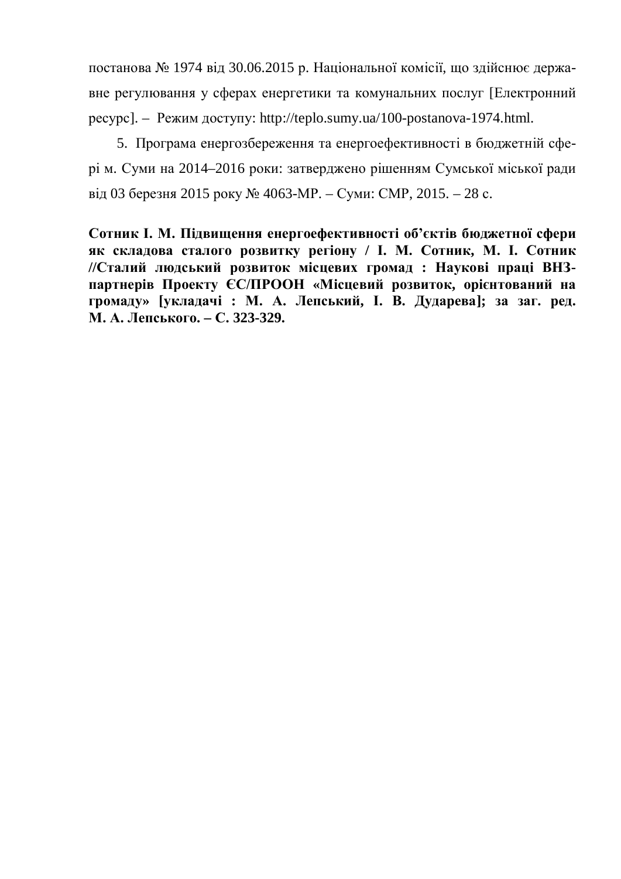постанова № 1974 від 30.06.2015 р. Національної комісії, що здійснює державне регулювання у сферах енергетики та комунальних послуг [Електронний ресурс]. – Режим доступу: http://teplo.sumy.ua/100-postanova-1974.html.

5. Програма енергозбереження та енергоефективності в бюджетній сфері м. Суми на 2014–2016 роки: затверджено рішенням Сумської міської ради від 03 березня 2015 року № 4063-МР. – Суми: СМР, 2015. – 28 с.

**Сотник І. М. Підвищення енергоефективності об'єктів бюджетної сфери як складова сталого розвитку регіону / І. М. Сотник, М. І. Сотник //Сталий людський розвиток місцевих громад : Наукові праці ВНЗ-партнерів Проекту ЄС/ПРООН «Місцевий розвиток, орієнтований на громаду» [укладачі : М. А. Лепський, І. В. Дударева]; за заг. ред. М. А. Лепського. – С. 323-329.**